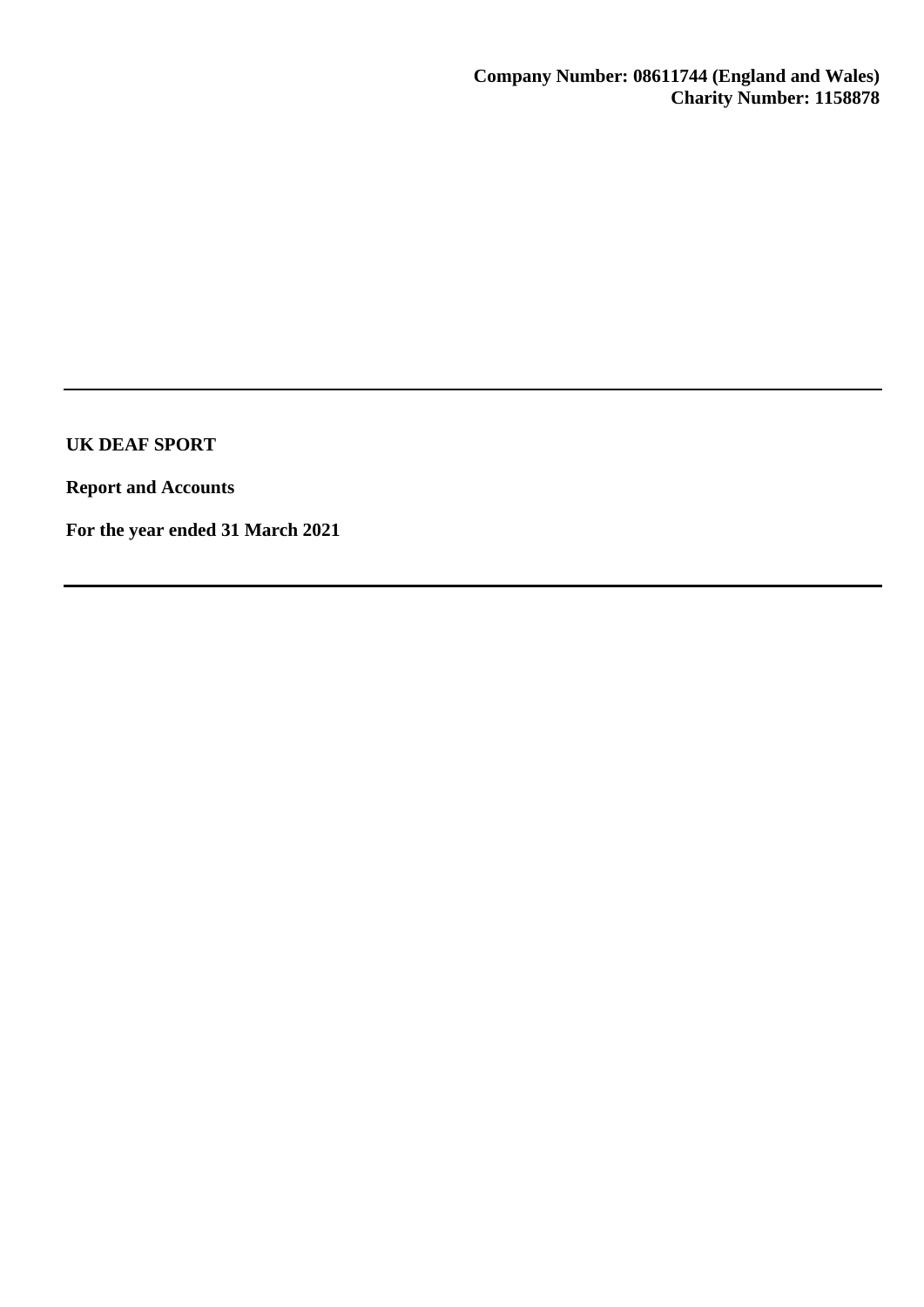**Company Number: 08611744 (England and Wales)**
**Charity Number: 1158878**

---

# UK DEAF SPORT

**Report and Accounts**

**For the year ended 31 March 2021**

---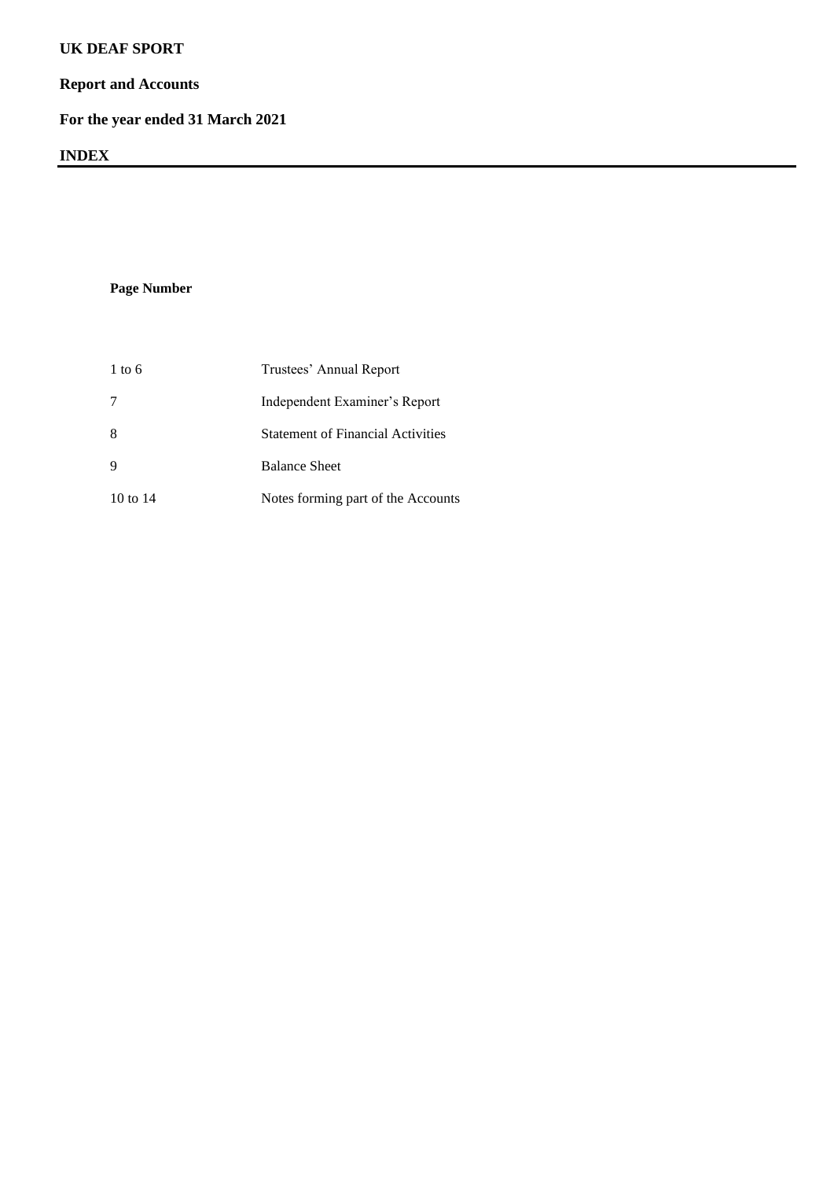**UK DEAF SPORT**

**Report and Accounts**

**For the year ended 31 March 2021**

**INDEX**

| **Page Number** | |
|---|---|
| 1 to 6 | Trustees' Annual Report |
| 7 | Independent Examiner's Report |
| 8 | Statement of Financial Activities |
| 9 | Balance Sheet |
| 10 to 14 | Notes forming part of the Accounts |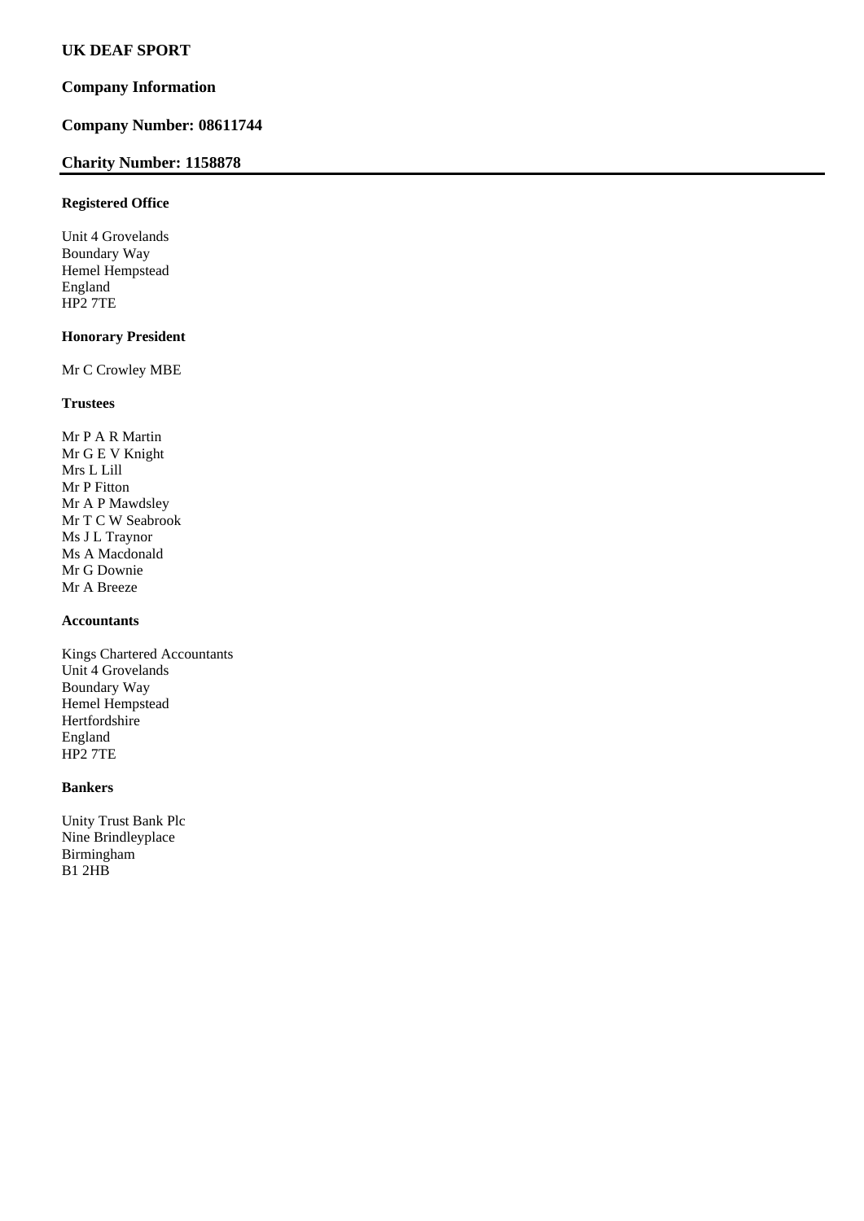# UK DEAF SPORT

## Company Information

## Company Number: 08611744

## Charity Number: 1158878

---

### Registered Office

Unit 4 Grovelands
Boundary Way
Hemel Hempstead
England
HP2 7TE

### Honorary President

Mr C Crowley MBE

### Trustees

Mr P A R Martin
Mr G E V Knight
Mrs L Lill
Mr P Fitton
Mr A P Mawdsley
Mr T C W Seabrook
Ms J L Traynor
Ms A Macdonald
Mr G Downie
Mr A Breeze

### Accountants

Kings Chartered Accountants
Unit 4 Grovelands
Boundary Way
Hemel Hempstead
Hertfordshire
England
HP2 7TE

### Bankers

Unity Trust Bank Plc
Nine Brindleyplace
Birmingham
B1 2HB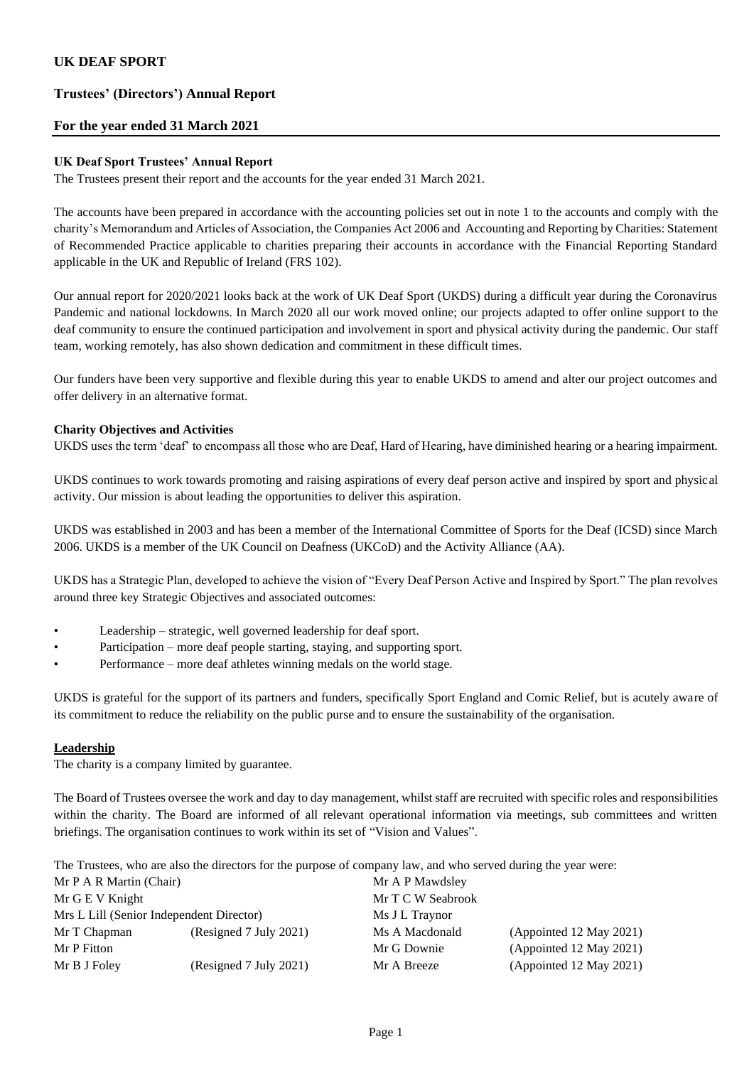# UK DEAF SPORT

## Trustees' (Directors') Annual Report

## For the year ended 31 March 2021

**UK Deaf Sport Trustees' Annual Report**

The Trustees present their report and the accounts for the year ended 31 March 2021.

The accounts have been prepared in accordance with the accounting policies set out in note 1 to the accounts and comply with the charity's Memorandum and Articles of Association, the Companies Act 2006 and Accounting and Reporting by Charities: Statement of Recommended Practice applicable to charities preparing their accounts in accordance with the Financial Reporting Standard applicable in the UK and Republic of Ireland (FRS 102).

Our annual report for 2020/2021 looks back at the work of UK Deaf Sport (UKDS) during a difficult year during the Coronavirus Pandemic and national lockdowns. In March 2020 all our work moved online; our projects adapted to offer online support to the deaf community to ensure the continued participation and involvement in sport and physical activity during the pandemic. Our staff team, working remotely, has also shown dedication and commitment in these difficult times.

Our funders have been very supportive and flexible during this year to enable UKDS to amend and alter our project outcomes and offer delivery in an alternative format.

**Charity Objectives and Activities**

UKDS uses the term 'deaf' to encompass all those who are Deaf, Hard of Hearing, have diminished hearing or a hearing impairment.

UKDS continues to work towards promoting and raising aspirations of every deaf person active and inspired by sport and physical activity. Our mission is about leading the opportunities to deliver this aspiration.

UKDS was established in 2003 and has been a member of the International Committee of Sports for the Deaf (ICSD) since March 2006. UKDS is a member of the UK Council on Deafness (UKCoD) and the Activity Alliance (AA).

UKDS has a Strategic Plan, developed to achieve the vision of "Every Deaf Person Active and Inspired by Sport." The plan revolves around three key Strategic Objectives and associated outcomes:

- Leadership – strategic, well governed leadership for deaf sport.
- Participation – more deaf people starting, staying, and supporting sport.
- Performance – more deaf athletes winning medals on the world stage.

UKDS is grateful for the support of its partners and funders, specifically Sport England and Comic Relief, but is acutely aware of its commitment to reduce the reliability on the public purse and to ensure the sustainability of the organisation.

**Leadership**

The charity is a company limited by guarantee.

The Board of Trustees oversee the work and day to day management, whilst staff are recruited with specific roles and responsibilities within the charity. The Board are informed of all relevant operational information via meetings, sub committees and written briefings. The organisation continues to work within its set of "Vision and Values".

The Trustees, who are also the directors for the purpose of company law, and who served during the year were:

| | | | |
|---|---|---|---|
| Mr P A R Martin (Chair) | | Mr A P Mawdsley | |
| Mr G E V Knight | | Mr T C W Seabrook | |
| Mrs L Lill (Senior Independent Director) | | Ms J L Traynor | |
| Mr T Chapman | (Resigned 7 July 2021) | Ms A Macdonald | (Appointed 12 May 2021) |
| Mr P Fitton | | Mr G Downie | (Appointed 12 May 2021) |
| Mr B J Foley | (Resigned 7 July 2021) | Mr A Breeze | (Appointed 12 May 2021) |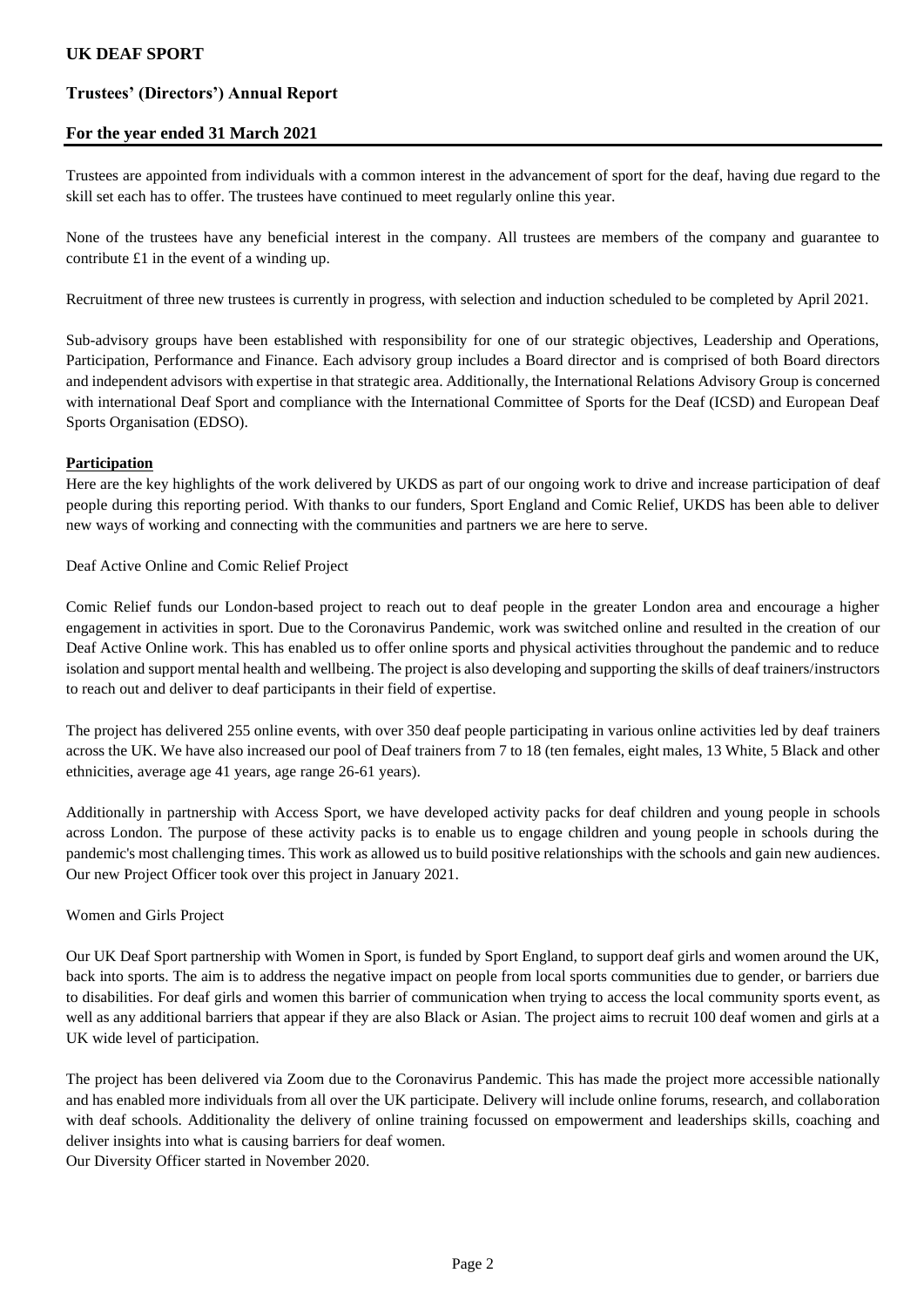Trustees are appointed from individuals with a common interest in the advancement of sport for the deaf, having due regard to the skill set each has to offer. The trustees have continued to meet regularly online this year.

None of the trustees have any beneficial interest in the company. All trustees are members of the company and guarantee to contribute £1 in the event of a winding up.

Recruitment of three new trustees is currently in progress, with selection and induction scheduled to be completed by April 2021.

Sub-advisory groups have been established with responsibility for one of our strategic objectives, Leadership and Operations, Participation, Performance and Finance. Each advisory group includes a Board director and is comprised of both Board directors and independent advisors with expertise in that strategic area. Additionally, the International Relations Advisory Group is concerned with international Deaf Sport and compliance with the International Committee of Sports for the Deaf (ICSD) and European Deaf Sports Organisation (EDSO).

**Participation**

Here are the key highlights of the work delivered by UKDS as part of our ongoing work to drive and increase participation of deaf people during this reporting period. With thanks to our funders, Sport England and Comic Relief, UKDS has been able to deliver new ways of working and connecting with the communities and partners we are here to serve.

Deaf Active Online and Comic Relief Project

Comic Relief funds our London-based project to reach out to deaf people in the greater London area and encourage a higher engagement in activities in sport. Due to the Coronavirus Pandemic, work was switched online and resulted in the creation of our Deaf Active Online work. This has enabled us to offer online sports and physical activities throughout the pandemic and to reduce isolation and support mental health and wellbeing. The project is also developing and supporting the skills of deaf trainers/instructors to reach out and deliver to deaf participants in their field of expertise.

The project has delivered 255 online events, with over 350 deaf people participating in various online activities led by deaf trainers across the UK. We have also increased our pool of Deaf trainers from 7 to 18 (ten females, eight males, 13 White, 5 Black and other ethnicities, average age 41 years, age range 26-61 years).

Additionally in partnership with Access Sport, we have developed activity packs for deaf children and young people in schools across London. The purpose of these activity packs is to enable us to engage children and young people in schools during the pandemic's most challenging times. This work as allowed us to build positive relationships with the schools and gain new audiences. Our new Project Officer took over this project in January 2021.

Women and Girls Project

Our UK Deaf Sport partnership with Women in Sport, is funded by Sport England, to support deaf girls and women around the UK, back into sports. The aim is to address the negative impact on people from local sports communities due to gender, or barriers due to disabilities. For deaf girls and women this barrier of communication when trying to access the local community sports event, as well as any additional barriers that appear if they are also Black or Asian. The project aims to recruit 100 deaf women and girls at a UK wide level of participation.

The project has been delivered via Zoom due to the Coronavirus Pandemic. This has made the project more accessible nationally and has enabled more individuals from all over the UK participate. Delivery will include online forums, research, and collaboration with deaf schools. Additionality the delivery of online training focussed on empowerment and leaderships skills, coaching and deliver insights into what is causing barriers for deaf women.
Our Diversity Officer started in November 2020.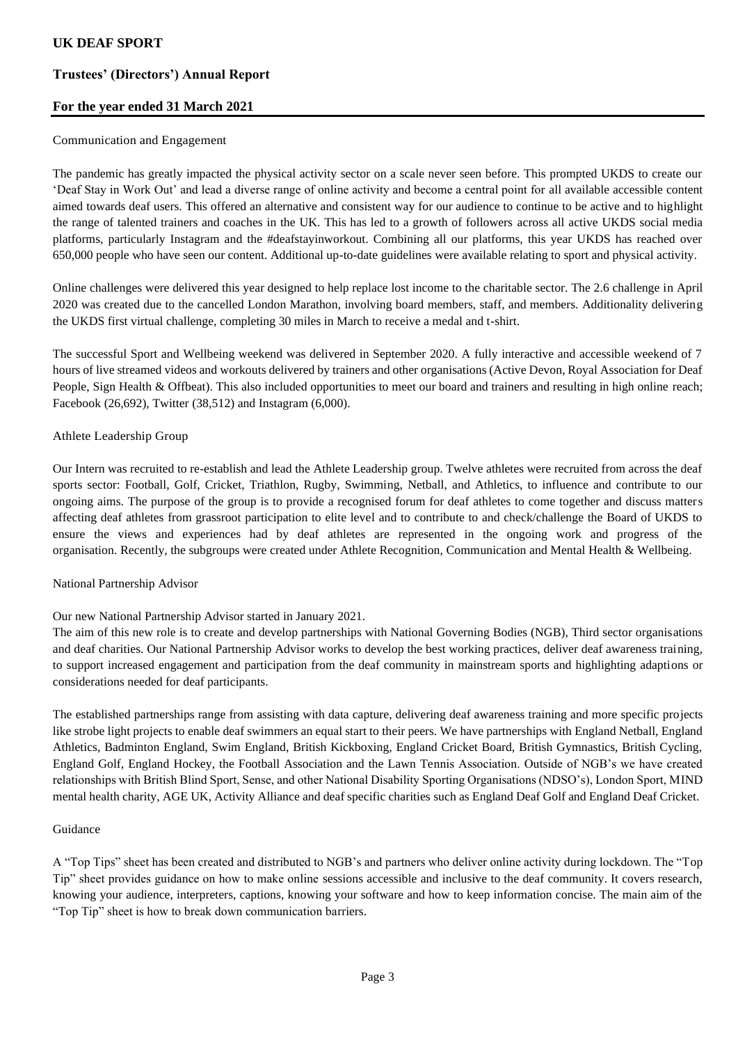Communication and Engagement

The pandemic has greatly impacted the physical activity sector on a scale never seen before. This prompted UKDS to create our 'Deaf Stay in Work Out' and lead a diverse range of online activity and become a central point for all available accessible content aimed towards deaf users. This offered an alternative and consistent way for our audience to continue to be active and to highlight the range of talented trainers and coaches in the UK. This has led to a growth of followers across all active UKDS social media platforms, particularly Instagram and the #deafstayinworkout. Combining all our platforms, this year UKDS has reached over 650,000 people who have seen our content. Additional up-to-date guidelines were available relating to sport and physical activity.

Online challenges were delivered this year designed to help replace lost income to the charitable sector. The 2.6 challenge in April 2020 was created due to the cancelled London Marathon, involving board members, staff, and members. Additionality delivering the UKDS first virtual challenge, completing 30 miles in March to receive a medal and t-shirt.

The successful Sport and Wellbeing weekend was delivered in September 2020. A fully interactive and accessible weekend of 7 hours of live streamed videos and workouts delivered by trainers and other organisations (Active Devon, Royal Association for Deaf People, Sign Health & Offbeat). This also included opportunities to meet our board and trainers and resulting in high online reach; Facebook (26,692), Twitter (38,512) and Instagram (6,000).

Athlete Leadership Group

Our Intern was recruited to re-establish and lead the Athlete Leadership group. Twelve athletes were recruited from across the deaf sports sector: Football, Golf, Cricket, Triathlon, Rugby, Swimming, Netball, and Athletics, to influence and contribute to our ongoing aims. The purpose of the group is to provide a recognised forum for deaf athletes to come together and discuss matters affecting deaf athletes from grassroot participation to elite level and to contribute to and check/challenge the Board of UKDS to ensure the views and experiences had by deaf athletes are represented in the ongoing work and progress of the organisation. Recently, the subgroups were created under Athlete Recognition, Communication and Mental Health & Wellbeing.

National Partnership Advisor

Our new National Partnership Advisor started in January 2021.
The aim of this new role is to create and develop partnerships with National Governing Bodies (NGB), Third sector organisations and deaf charities. Our National Partnership Advisor works to develop the best working practices, deliver deaf awareness training, to support increased engagement and participation from the deaf community in mainstream sports and highlighting adaptions or considerations needed for deaf participants.

The established partnerships range from assisting with data capture, delivering deaf awareness training and more specific projects like strobe light projects to enable deaf swimmers an equal start to their peers. We have partnerships with England Netball, England Athletics, Badminton England, Swim England, British Kickboxing, England Cricket Board, British Gymnastics, British Cycling, England Golf, England Hockey, the Football Association and the Lawn Tennis Association. Outside of NGB's we have created relationships with British Blind Sport, Sense, and other National Disability Sporting Organisations (NDSO's), London Sport, MIND mental health charity, AGE UK, Activity Alliance and deaf specific charities such as England Deaf Golf and England Deaf Cricket.

Guidance

A "Top Tips" sheet has been created and distributed to NGB's and partners who deliver online activity during lockdown. The "Top Tip" sheet provides guidance on how to make online sessions accessible and inclusive to the deaf community. It covers research, knowing your audience, interpreters, captions, knowing your software and how to keep information concise. The main aim of the "Top Tip" sheet is how to break down communication barriers.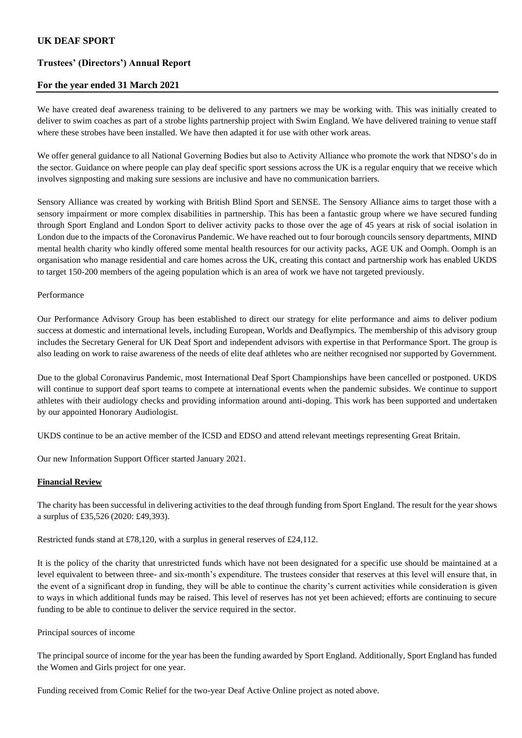We have created deaf awareness training to be delivered to any partners we may be working with. This was initially created to deliver to swim coaches as part of a strobe lights partnership project with Swim England. We have delivered training to venue staff where these strobes have been installed. We have then adapted it for use with other work areas.

We offer general guidance to all National Governing Bodies but also to Activity Alliance who promote the work that NDSO's do in the sector. Guidance on where people can play deaf specific sport sessions across the UK is a regular enquiry that we receive which involves signposting and making sure sessions are inclusive and have no communication barriers.

Sensory Alliance was created by working with British Blind Sport and SENSE. The Sensory Alliance aims to target those with a sensory impairment or more complex disabilities in partnership. This has been a fantastic group where we have secured funding through Sport England and London Sport to deliver activity packs to those over the age of 45 years at risk of social isolation in London due to the impacts of the Coronavirus Pandemic. We have reached out to four borough councils sensory departments, MIND mental health charity who kindly offered some mental health resources for our activity packs, AGE UK and Oomph. Oomph is an organisation who manage residential and care homes across the UK, creating this contact and partnership work has enabled UKDS to target 150-200 members of the ageing population which is an area of work we have not targeted previously.

Performance

Our Performance Advisory Group has been established to direct our strategy for elite performance and aims to deliver podium success at domestic and international levels, including European, Worlds and Deaflympics. The membership of this advisory group includes the Secretary General for UK Deaf Sport and independent advisors with expertise in that Performance Sport. The group is also leading on work to raise awareness of the needs of elite deaf athletes who are neither recognised nor supported by Government.

Due to the global Coronavirus Pandemic, most International Deaf Sport Championships have been cancelled or postponed. UKDS will continue to support deaf sport teams to compete at international events when the pandemic subsides. We continue to support athletes with their audiology checks and providing information around anti-doping. This work has been supported and undertaken by our appointed Honorary Audiologist.

UKDS continue to be an active member of the ICSD and EDSO and attend relevant meetings representing Great Britain.

Our new Information Support Officer started January 2021.

## Financial Review

The charity has been successful in delivering activities to the deaf through funding from Sport England. The result for the year shows a surplus of £35,526 (2020: £49,393).

Restricted funds stand at £78,120, with a surplus in general reserves of £24,112.

It is the policy of the charity that unrestricted funds which have not been designated for a specific use should be maintained at a level equivalent to between three- and six-month's expenditure. The trustees consider that reserves at this level will ensure that, in the event of a significant drop in funding, they will be able to continue the charity's current activities while consideration is given to ways in which additional funds may be raised. This level of reserves has not yet been achieved; efforts are continuing to secure funding to be able to continue to deliver the service required in the sector.

Principal sources of income

The principal source of income for the year has been the funding awarded by Sport England. Additionally, Sport England has funded the Women and Girls project for one year.

Funding received from Comic Relief for the two-year Deaf Active Online project as noted above.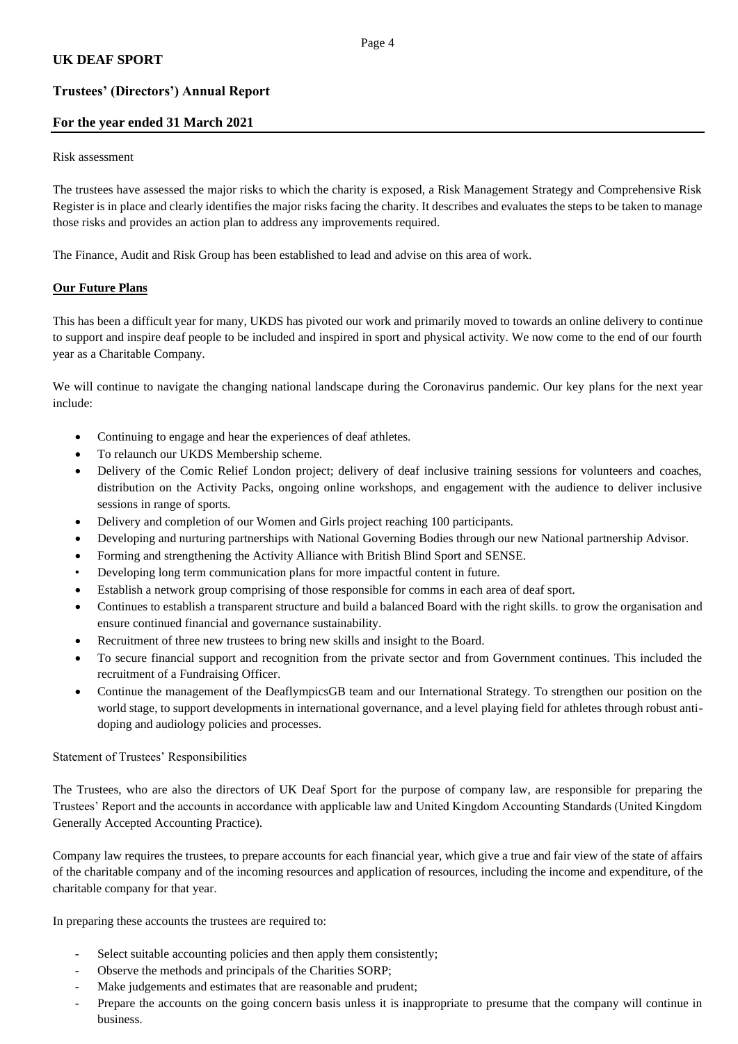Risk assessment

The trustees have assessed the major risks to which the charity is exposed, a Risk Management Strategy and Comprehensive Risk Register is in place and clearly identifies the major risks facing the charity. It describes and evaluates the steps to be taken to manage those risks and provides an action plan to address any improvements required.

The Finance, Audit and Risk Group has been established to lead and advise on this area of work.

**Our Future Plans**

This has been a difficult year for many, UKDS has pivoted our work and primarily moved to towards an online delivery to continue to support and inspire deaf people to be included and inspired in sport and physical activity. We now come to the end of our fourth year as a Charitable Company.

We will continue to navigate the changing national landscape during the Coronavirus pandemic. Our key plans for the next year include:

- Continuing to engage and hear the experiences of deaf athletes.
- To relaunch our UKDS Membership scheme.
- Delivery of the Comic Relief London project; delivery of deaf inclusive training sessions for volunteers and coaches, distribution on the Activity Packs, ongoing online workshops, and engagement with the audience to deliver inclusive sessions in range of sports.
- Delivery and completion of our Women and Girls project reaching 100 participants.
- Developing and nurturing partnerships with National Governing Bodies through our new National partnership Advisor.
- Forming and strengthening the Activity Alliance with British Blind Sport and SENSE.
- Developing long term communication plans for more impactful content in future.
- Establish a network group comprising of those responsible for comms in each area of deaf sport.
- Continues to establish a transparent structure and build a balanced Board with the right skills. to grow the organisation and ensure continued financial and governance sustainability.
- Recruitment of three new trustees to bring new skills and insight to the Board.
- To secure financial support and recognition from the private sector and from Government continues. This included the recruitment of a Fundraising Officer.
- Continue the management of the DeaflympicsGB team and our International Strategy. To strengthen our position on the world stage, to support developments in international governance, and a level playing field for athletes through robust anti-doping and audiology policies and processes.

Statement of Trustees' Responsibilities

The Trustees, who are also the directors of UK Deaf Sport for the purpose of company law, are responsible for preparing the Trustees' Report and the accounts in accordance with applicable law and United Kingdom Accounting Standards (United Kingdom Generally Accepted Accounting Practice).

Company law requires the trustees, to prepare accounts for each financial year, which give a true and fair view of the state of affairs of the charitable company and of the incoming resources and application of resources, including the income and expenditure, of the charitable company for that year.

In preparing these accounts the trustees are required to:

- Select suitable accounting policies and then apply them consistently;
- Observe the methods and principals of the Charities SORP;
- Make judgements and estimates that are reasonable and prudent;
- Prepare the accounts on the going concern basis unless it is inappropriate to presume that the company will continue in business.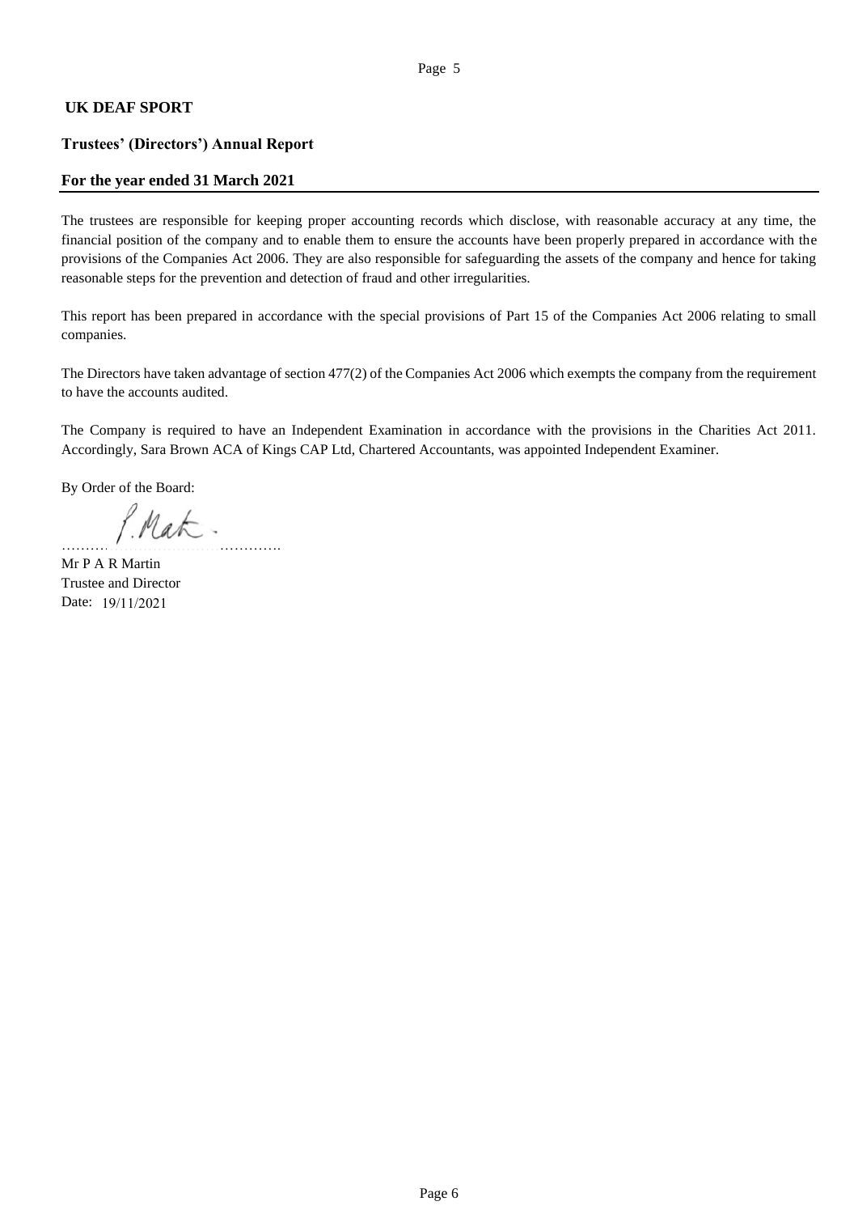**UK DEAF SPORT**

**Trustees' (Directors') Annual Report**

**For the year ended 31 March 2021**

The trustees are responsible for keeping proper accounting records which disclose, with reasonable accuracy at any time, the financial position of the company and to enable them to ensure the accounts have been properly prepared in accordance with the provisions of the Companies Act 2006. They are also responsible for safeguarding the assets of the company and hence for taking reasonable steps for the prevention and detection of fraud and other irregularities.

This report has been prepared in accordance with the special provisions of Part 15 of the Companies Act 2006 relating to small companies.

The Directors have taken advantage of section 477(2) of the Companies Act 2006 which exempts the company from the requirement to have the accounts audited.

The Company is required to have an Independent Examination in accordance with the provisions in the Charities Act 2011. Accordingly, Sara Brown ACA of Kings CAP Ltd, Chartered Accountants, was appointed Independent Examiner.

By Order of the Board:

P. Mak.

……………………………………….

Mr P A R Martin
Trustee and Director
Date: 19/11/2021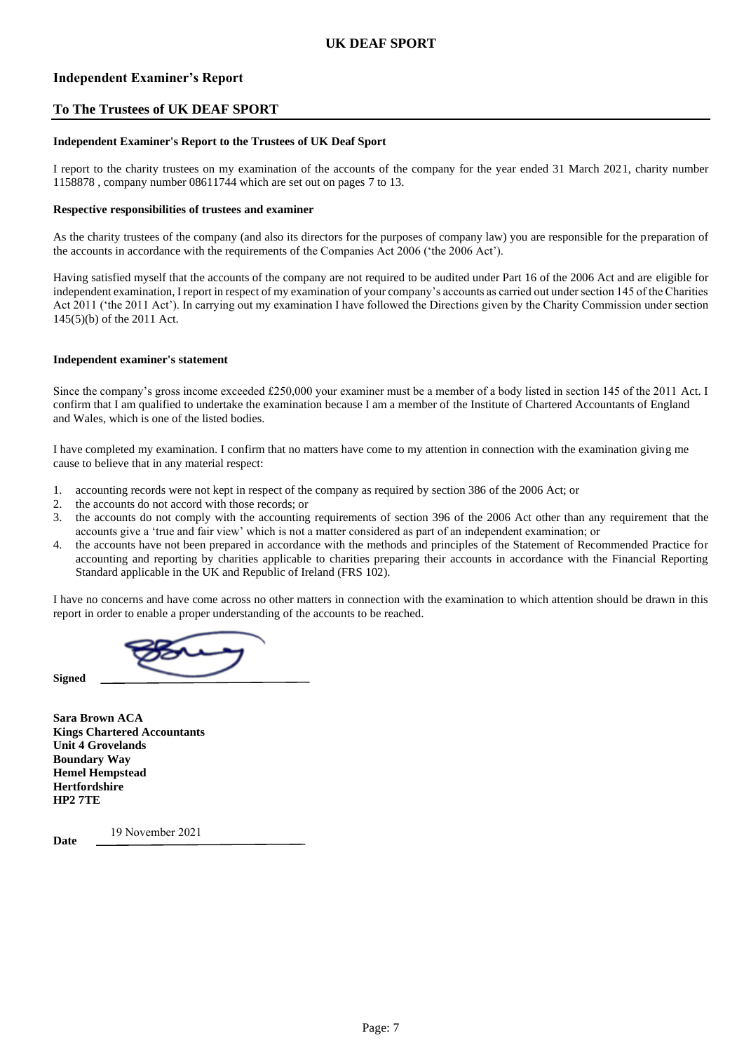# UK DEAF SPORT

## Independent Examiner's Report

## To The Trustees of UK DEAF SPORT

**Independent Examiner's Report to the Trustees of UK Deaf Sport**

I report to the charity trustees on my examination of the accounts of the company for the year ended 31 March 2021, charity number 1158878 , company number 08611744 which are set out on pages 7 to 13.

**Respective responsibilities of trustees and examiner**

As the charity trustees of the company (and also its directors for the purposes of company law) you are responsible for the preparation of the accounts in accordance with the requirements of the Companies Act 2006 ('the 2006 Act').

Having satisfied myself that the accounts of the company are not required to be audited under Part 16 of the 2006 Act and are eligible for independent examination, I report in respect of my examination of your company's accounts as carried out under section 145 of the Charities Act 2011 ('the 2011 Act'). In carrying out my examination I have followed the Directions given by the Charity Commission under section 145(5)(b) of the 2011 Act.

**Independent examiner's statement**

Since the company's gross income exceeded £250,000 your examiner must be a member of a body listed in section 145 of the 2011 Act. I confirm that I am qualified to undertake the examination because I am a member of the Institute of Chartered Accountants of England and Wales, which is one of the listed bodies.

I have completed my examination. I confirm that no matters have come to my attention in connection with the examination giving me cause to believe that in any material respect:

1. accounting records were not kept in respect of the company as required by section 386 of the 2006 Act; or
2. the accounts do not accord with those records; or
3. the accounts do not comply with the accounting requirements of section 396 of the 2006 Act other than any requirement that the accounts give a 'true and fair view' which is not a matter considered as part of an independent examination; or
4. the accounts have not been prepared in accordance with the methods and principles of the Statement of Recommended Practice for accounting and reporting by charities applicable to charities preparing their accounts in accordance with the Financial Reporting Standard applicable in the UK and Republic of Ireland (FRS 102).

I have no concerns and have come across no other matters in connection with the examination to which attention should be drawn in this report in order to enable a proper understanding of the accounts to be reached.

**Signed** ______________________

**Sara Brown ACA**
**Kings Chartered Accountants**
**Unit 4 Grovelands**
**Boundary Way**
**Hemel Hempstead**
**Hertfordshire**
**HP2 7TE**

**Date** 19 November 2021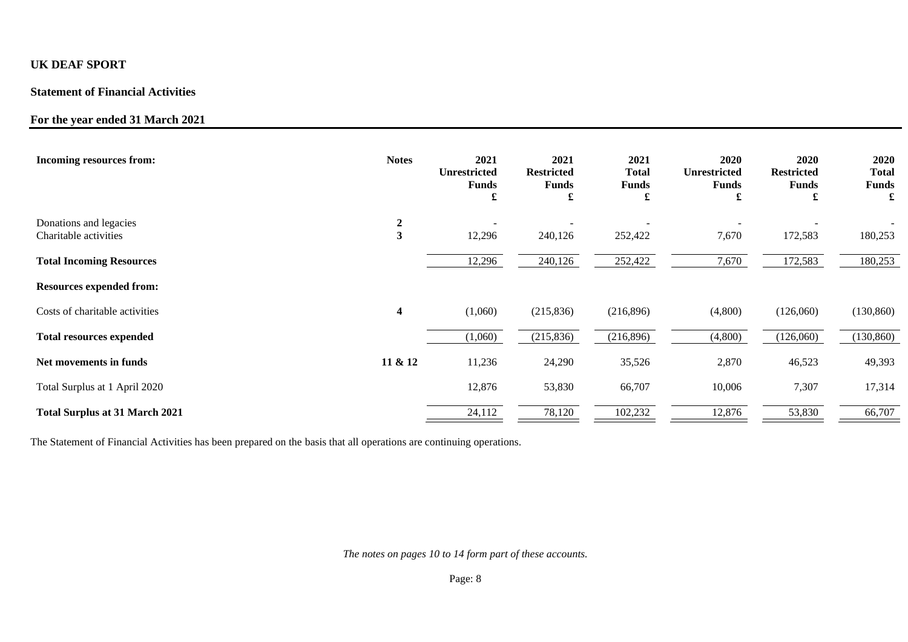**UK DEAF SPORT**

**Statement of Financial Activities**

**For the year ended 31 March 2021**

| Incoming resources from: | Notes | 2021 Unrestricted Funds £ | 2021 Restricted Funds £ | 2021 Total Funds £ | 2020 Unrestricted Funds £ | 2020 Restricted Funds £ | 2020 Total Funds £ |
|---|---|---|---|---|---|---|---|
| Donations and legacies | 2 | - | - | - | - | - | - |
| Charitable activities | 3 | 12,296 | 240,126 | 252,422 | 7,670 | 172,583 | 180,253 |
| **Total Incoming Resources** | | 12,296 | 240,126 | 252,422 | 7,670 | 172,583 | 180,253 |
| **Resources expended from:** | | | | | | | |
| Costs of charitable activities | 4 | (1,060) | (215,836) | (216,896) | (4,800) | (126,060) | (130,860) |
| **Total resources expended** | | (1,060) | (215,836) | (216,896) | (4,800) | (126,060) | (130,860) |
| **Net movements in funds** | 11 & 12 | 11,236 | 24,290 | 35,526 | 2,870 | 46,523 | 49,393 |
| Total Surplus at 1 April 2020 | | 12,876 | 53,830 | 66,707 | 10,006 | 7,307 | 17,314 |
| **Total Surplus at 31 March 2021** | | 24,112 | 78,120 | 102,232 | 12,876 | 53,830 | 66,707 |

The Statement of Financial Activities has been prepared on the basis that all operations are continuing operations.

*The notes on pages 10 to 14 form part of these accounts.*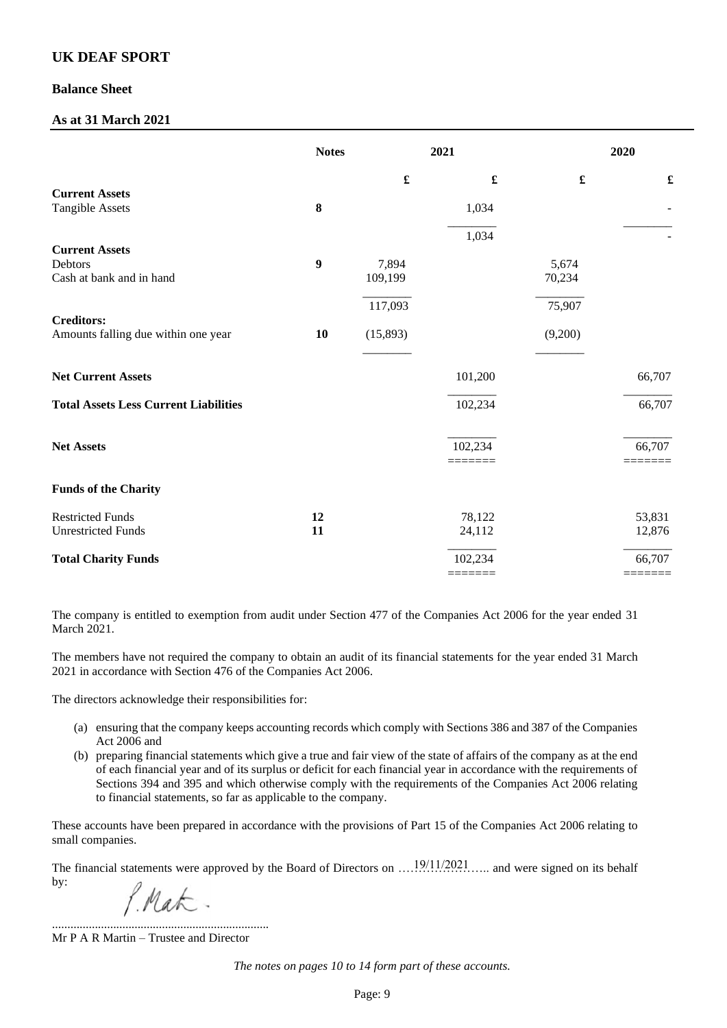# UK DEAF SPORT

## Balance Sheet

## As at 31 March 2021

| | Notes | 2021 | | 2020 | |
|---|---|---|---|---|---|
| | | £ | £ | £ | £ |
| **Current Assets** | | | | | |
| Tangible Assets | **8** | | 1,034 | | - |
| | | | 1,034 | | - |
| **Current Assets** | | | | | |
| Debtors | **9** | 7,894 | | 5,674 | |
| Cash at bank and in hand | | 109,199 | | 70,234 | |
| | | 117,093 | | 75,907 | |
| **Creditors:** | | | | | |
| Amounts falling due within one year | **10** | (15,893) | | (9,200) | |
| **Net Current Assets** | | | 101,200 | | 66,707 |
| **Total Assets Less Current Liabilities** | | | 102,234 | | 66,707 |
| **Net Assets** | | | 102,234 | | 66,707 |
| **Funds of the Charity** | | | | | |
| Restricted Funds | **12** | | 78,122 | | 53,831 |
| Unrestricted Funds | **11** | | 24,112 | | 12,876 |
| **Total Charity Funds** | | | 102,234 | | 66,707 |

The company is entitled to exemption from audit under Section 477 of the Companies Act 2006 for the year ended 31 March 2021.

The members have not required the company to obtain an audit of its financial statements for the year ended 31 March 2021 in accordance with Section 476 of the Companies Act 2006.

The directors acknowledge their responsibilities for:

(a) ensuring that the company keeps accounting records which comply with Sections 386 and 387 of the Companies Act 2006 and

(b) preparing financial statements which give a true and fair view of the state of affairs of the company as at the end of each financial year and of its surplus or deficit for each financial year in accordance with the requirements of Sections 394 and 395 and which otherwise comply with the requirements of the Companies Act 2006 relating to financial statements, so far as applicable to the company.

These accounts have been prepared in accordance with the provisions of Part 15 of the Companies Act 2006 relating to small companies.

The financial statements were approved by the Board of Directors on ….19/11/2021….. and were signed on its behalf by:

P. Mat.

.......................................................................

Mr P A R Martin – Trustee and Director

*The notes on pages 10 to 14 form part of these accounts.*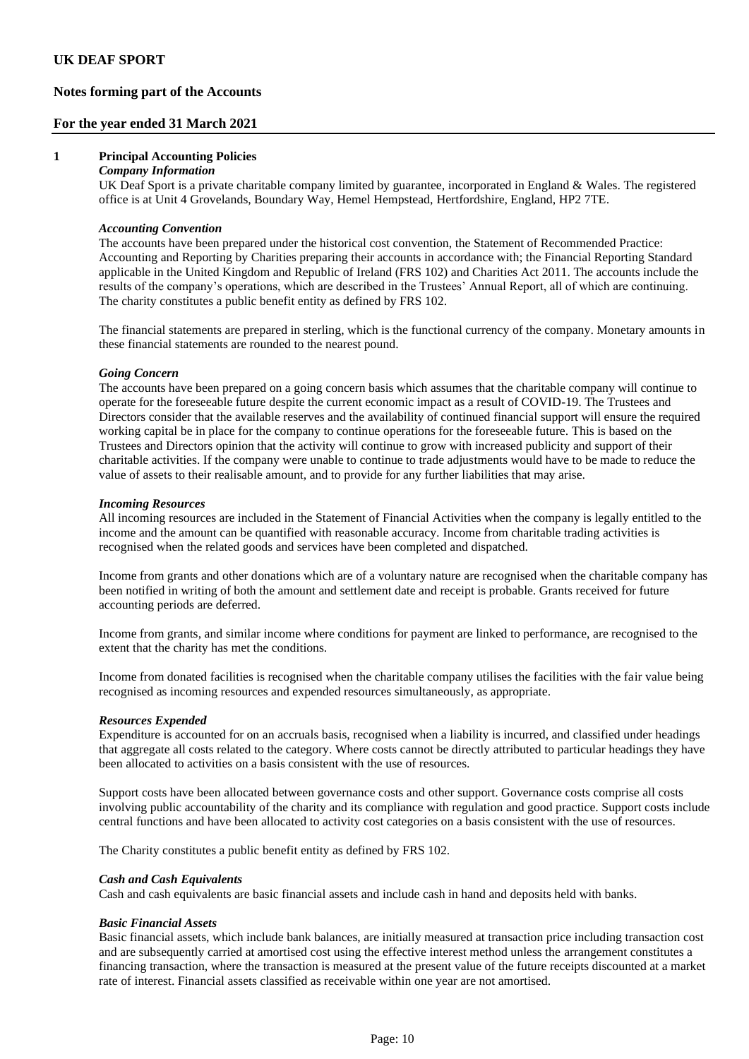# UK DEAF SPORT

## Notes forming part of the Accounts

## For the year ended 31 March 2021

### 1 Principal Accounting Policies

***Company Information***

UK Deaf Sport is a private charitable company limited by guarantee, incorporated in England & Wales. The registered office is at Unit 4 Grovelands, Boundary Way, Hemel Hempstead, Hertfordshire, England, HP2 7TE.

***Accounting Convention***

The accounts have been prepared under the historical cost convention, the Statement of Recommended Practice: Accounting and Reporting by Charities preparing their accounts in accordance with; the Financial Reporting Standard applicable in the United Kingdom and Republic of Ireland (FRS 102) and Charities Act 2011. The accounts include the results of the company's operations, which are described in the Trustees' Annual Report, all of which are continuing. The charity constitutes a public benefit entity as defined by FRS 102.

The financial statements are prepared in sterling, which is the functional currency of the company. Monetary amounts in these financial statements are rounded to the nearest pound.

***Going Concern***

The accounts have been prepared on a going concern basis which assumes that the charitable company will continue to operate for the foreseeable future despite the current economic impact as a result of COVID-19. The Trustees and Directors consider that the available reserves and the availability of continued financial support will ensure the required working capital be in place for the company to continue operations for the foreseeable future. This is based on the Trustees and Directors opinion that the activity will continue to grow with increased publicity and support of their charitable activities. If the company were unable to continue to trade adjustments would have to be made to reduce the value of assets to their realisable amount, and to provide for any further liabilities that may arise.

***Incoming Resources***

All incoming resources are included in the Statement of Financial Activities when the company is legally entitled to the income and the amount can be quantified with reasonable accuracy. Income from charitable trading activities is recognised when the related goods and services have been completed and dispatched.

Income from grants and other donations which are of a voluntary nature are recognised when the charitable company has been notified in writing of both the amount and settlement date and receipt is probable. Grants received for future accounting periods are deferred.

Income from grants, and similar income where conditions for payment are linked to performance, are recognised to the extent that the charity has met the conditions.

Income from donated facilities is recognised when the charitable company utilises the facilities with the fair value being recognised as incoming resources and expended resources simultaneously, as appropriate.

***Resources Expended***

Expenditure is accounted for on an accruals basis, recognised when a liability is incurred, and classified under headings that aggregate all costs related to the category. Where costs cannot be directly attributed to particular headings they have been allocated to activities on a basis consistent with the use of resources.

Support costs have been allocated between governance costs and other support. Governance costs comprise all costs involving public accountability of the charity and its compliance with regulation and good practice. Support costs include central functions and have been allocated to activity cost categories on a basis consistent with the use of resources.

The Charity constitutes a public benefit entity as defined by FRS 102.

***Cash and Cash Equivalents***

Cash and cash equivalents are basic financial assets and include cash in hand and deposits held with banks.

***Basic Financial Assets***

Basic financial assets, which include bank balances, are initially measured at transaction price including transaction cost and are subsequently carried at amortised cost using the effective interest method unless the arrangement constitutes a financing transaction, where the transaction is measured at the present value of the future receipts discounted at a market rate of interest. Financial assets classified as receivable within one year are not amortised.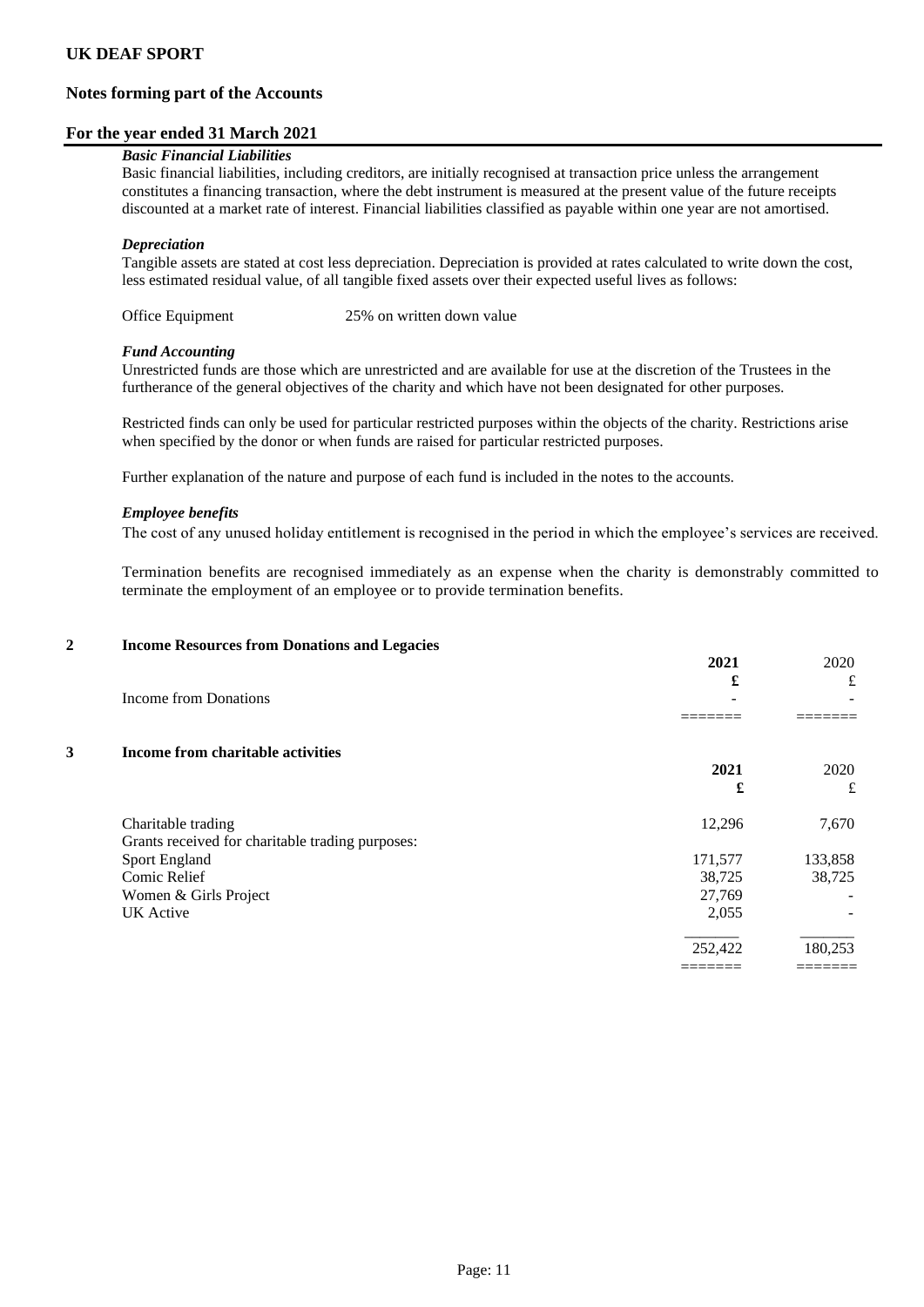# UK DEAF SPORT

## Notes forming part of the Accounts

## For the year ended 31 March 2021

***Basic Financial Liabilities***

Basic financial liabilities, including creditors, are initially recognised at transaction price unless the arrangement constitutes a financing transaction, where the debt instrument is measured at the present value of the future receipts discounted at a market rate of interest. Financial liabilities classified as payable within one year are not amortised.

***Depreciation***

Tangible assets are stated at cost less depreciation. Depreciation is provided at rates calculated to write down the cost, less estimated residual value, of all tangible fixed assets over their expected useful lives as follows:

Office Equipment — 25% on written down value

***Fund Accounting***

Unrestricted funds are those which are unrestricted and are available for use at the discretion of the Trustees in the furtherance of the general objectives of the charity and which have not been designated for other purposes.

Restricted finds can only be used for particular restricted purposes within the objects of the charity. Restrictions arise when specified by the donor or when funds are raised for particular restricted purposes.

Further explanation of the nature and purpose of each fund is included in the notes to the accounts.

***Employee benefits***

The cost of any unused holiday entitlement is recognised in the period in which the employee's services are received.

Termination benefits are recognised immediately as an expense when the charity is demonstrably committed to terminate the employment of an employee or to provide termination benefits.

## 2 Income Resources from Donations and Legacies

| | **2021** | 2020 |
|---|---|---|
| | **£** | £ |
| Income from Donations | - | - |

## 3 Income from charitable activities

| | **2021** | 2020 |
|---|---|---|
| | **£** | £ |
| Charitable trading | 12,296 | 7,670 |
| Grants received for charitable trading purposes: | | |
| Sport England | 171,577 | 133,858 |
| Comic Relief | 38,725 | 38,725 |
| Women & Girls Project | 27,769 | - |
| UK Active | 2,055 | - |
| | 252,422 | 180,253 |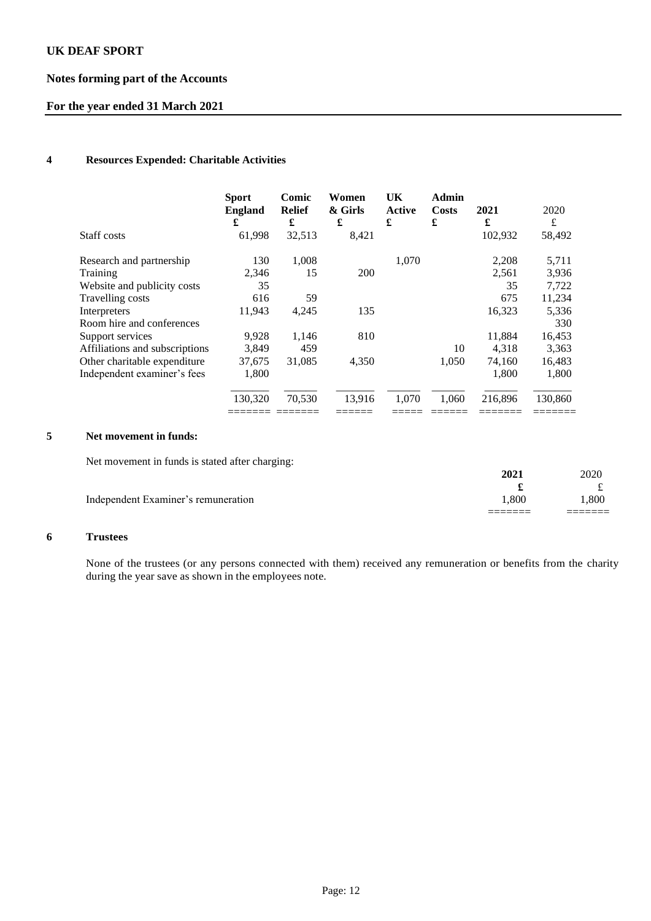# UK DEAF SPORT

## Notes forming part of the Accounts

## For the year ended 31 March 2021

### 4 Resources Expended: Charitable Activities

| | Sport England £ | Comic Relief £ | Women & Girls £ | UK Active £ | Admin Costs £ | 2021 £ | 2020 £ |
|---|---|---|---|---|---|---|---|
| Staff costs | 61,998 | 32,513 | 8,421 | | | 102,932 | 58,492 |
| Research and partnership | 130 | 1,008 | | 1,070 | | 2,208 | 5,711 |
| Training | 2,346 | 15 | 200 | | | 2,561 | 3,936 |
| Website and publicity costs | 35 | | | | | 35 | 7,722 |
| Travelling costs | 616 | 59 | | | | 675 | 11,234 |
| Interpreters | 11,943 | 4,245 | 135 | | | 16,323 | 5,336 |
| Room hire and conferences | | | | | | | 330 |
| Support services | 9,928 | 1,146 | 810 | | | 11,884 | 16,453 |
| Affiliations and subscriptions | 3,849 | 459 | | | 10 | 4,318 | 3,363 |
| Other charitable expenditure | 37,675 | 31,085 | 4,350 | | 1,050 | 74,160 | 16,483 |
| Independent examiner's fees | 1,800 | | | | | 1,800 | 1,800 |
| | 130,320 | 70,530 | 13,916 | 1,070 | 1,060 | 216,896 | 130,860 |

### 5 Net movement in funds:

Net movement in funds is stated after charging:

| | 2021 £ | 2020 £ |
|---|---|---|
| Independent Examiner's remuneration | 1,800 | 1,800 |

### 6 Trustees

None of the trustees (or any persons connected with them) received any remuneration or benefits from the charity during the year save as shown in the employees note.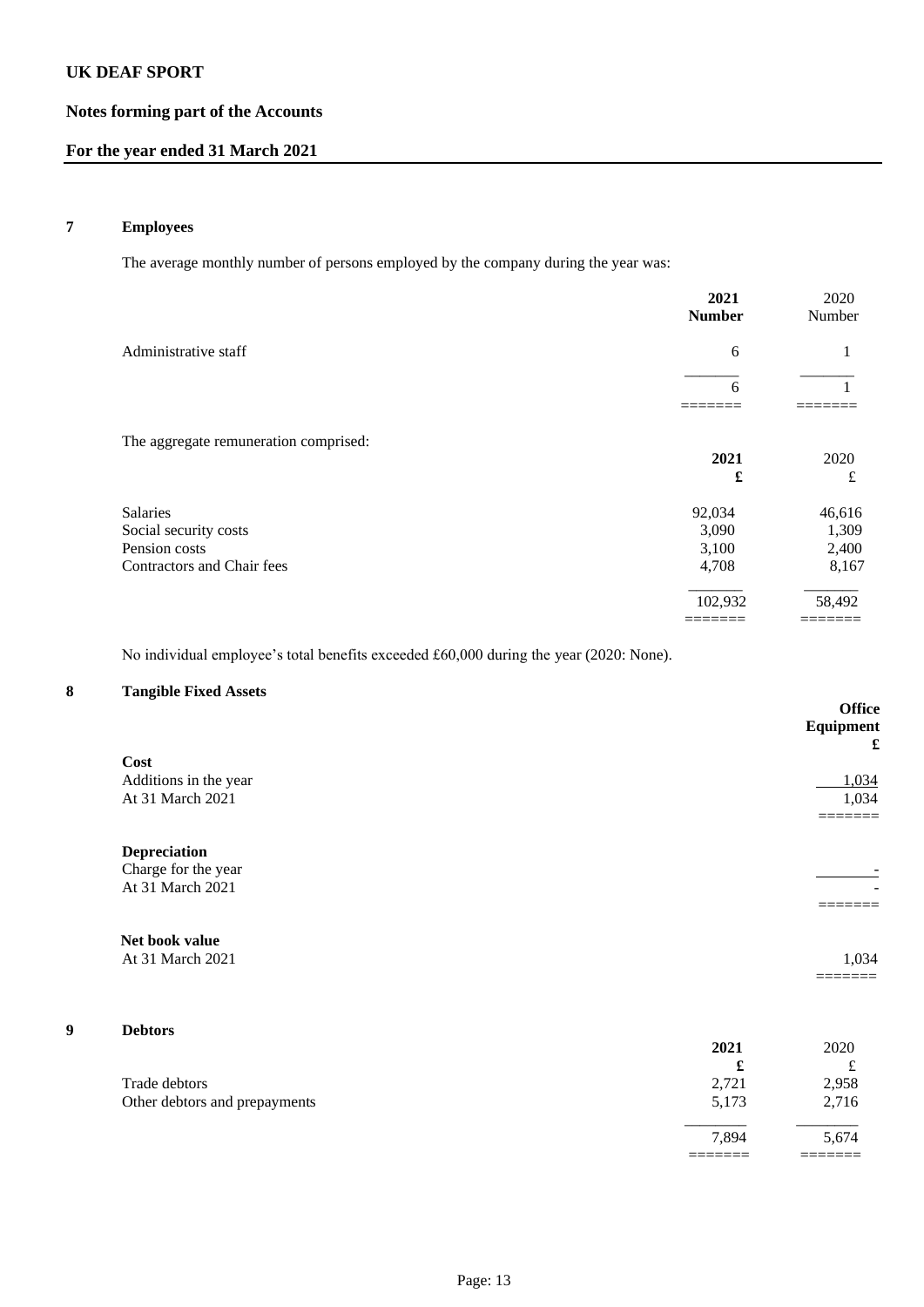**UK DEAF SPORT**

**Notes forming part of the Accounts**

**For the year ended 31 March 2021**

## 7 Employees

The average monthly number of persons employed by the company during the year was:

| | **2021 Number** | 2020 Number |
|---|---|---|
| Administrative staff | 6 | 1 |
| | 6 | 1 |

The aggregate remuneration comprised:

| | **2021 £** | 2020 £ |
|---|---|---|
| Salaries | 92,034 | 46,616 |
| Social security costs | 3,090 | 1,309 |
| Pension costs | 3,100 | 2,400 |
| Contractors and Chair fees | 4,708 | 8,167 |
| | 102,932 | 58,492 |

No individual employee's total benefits exceeded £60,000 during the year (2020: None).

## 8 Tangible Fixed Assets

| | **Office Equipment £** |
|---|---|
| **Cost** | |
| Additions in the year | 1,034 |
| At 31 March 2021 | 1,034 |
| **Depreciation** | |
| Charge for the year | - |
| At 31 March 2021 | - |
| **Net book value** | |
| At 31 March 2021 | 1,034 |

## 9 Debtors

| | **2021 £** | 2020 £ |
|---|---|---|
| Trade debtors | 2,721 | 2,958 |
| Other debtors and prepayments | 5,173 | 2,716 |
| | 7,894 | 5,674 |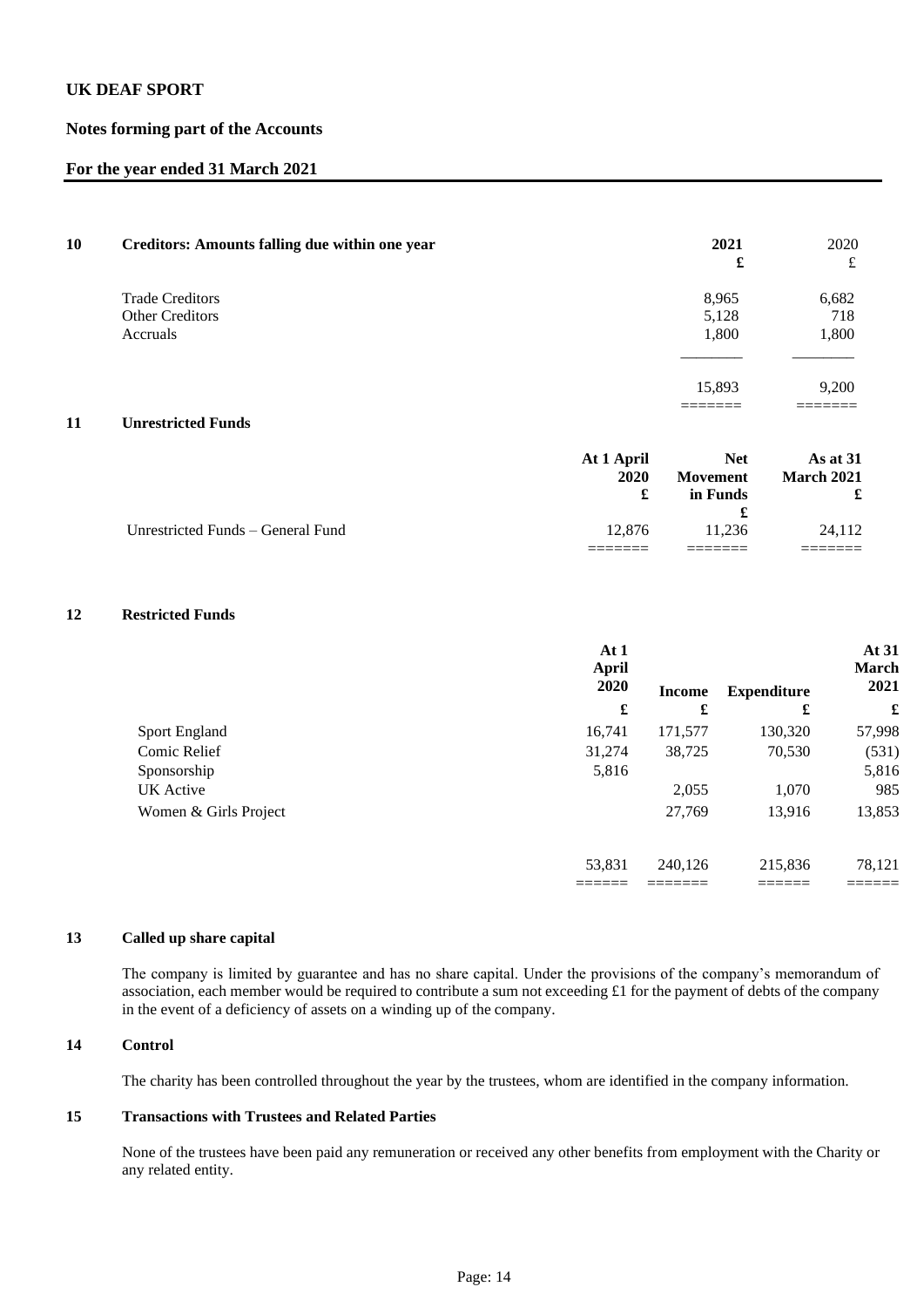# UK DEAF SPORT

## Notes forming part of the Accounts

## For the year ended 31 March 2021

### 10 Creditors: Amounts falling due within one year

| | 2021 £ | 2020 £ |
|---|---|---|
| Trade Creditors | 8,965 | 6,682 |
| Other Creditors | 5,128 | 718 |
| Accruals | 1,800 | 1,800 |
| | 15,893 | 9,200 |

### 11 Unrestricted Funds

| | At 1 April 2020 £ | Net Movement in Funds £ | As at 31 March 2021 £ |
|---|---|---|---|
| Unrestricted Funds – General Fund | 12,876 | 11,236 | 24,112 |

### 12 Restricted Funds

| | At 1 April 2020 £ | Income £ | Expenditure £ | At 31 March 2021 £ |
|---|---|---|---|---|
| Sport England | 16,741 | 171,577 | 130,320 | 57,998 |
| Comic Relief | 31,274 | 38,725 | 70,530 | (531) |
| Sponsorship | 5,816 | | | 5,816 |
| UK Active | | 2,055 | 1,070 | 985 |
| Women & Girls Project | | 27,769 | 13,916 | 13,853 |
| | 53,831 | 240,126 | 215,836 | 78,121 |

### 13 Called up share capital

The company is limited by guarantee and has no share capital. Under the provisions of the company's memorandum of association, each member would be required to contribute a sum not exceeding £1 for the payment of debts of the company in the event of a deficiency of assets on a winding up of the company.

### 14 Control

The charity has been controlled throughout the year by the trustees, whom are identified in the company information.

### 15 Transactions with Trustees and Related Parties

None of the trustees have been paid any remuneration or received any other benefits from employment with the Charity or any related entity.